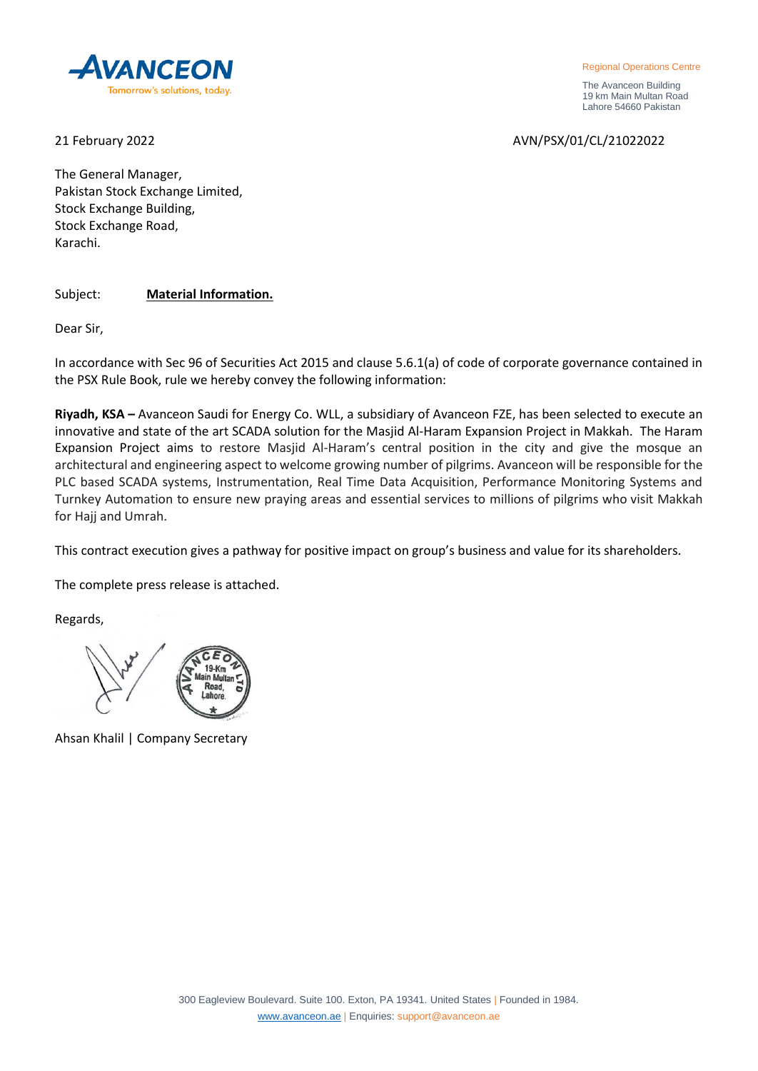**AVANCEON**
Tomorrow's solutions, today.

Regional Operations Centre

The Avanceon Building
19 km Main Multan Road
Lahore 54660 Pakistan

21 February 2022

AVN/PSX/01/CL/21022022

The General Manager,
Pakistan Stock Exchange Limited,
Stock Exchange Building,
Stock Exchange Road,
Karachi.

Subject: **Material Information.**

Dear Sir,

In accordance with Sec 96 of Securities Act 2015 and clause 5.6.1(a) of code of corporate governance contained in the PSX Rule Book, rule we hereby convey the following information:

**Riyadh, KSA –** Avanceon Saudi for Energy Co. WLL, a subsidiary of Avanceon FZE, has been selected to execute an innovative and state of the art SCADA solution for the Masjid Al-Haram Expansion Project in Makkah. The Haram Expansion Project aims to restore Masjid Al-Haram's central position in the city and give the mosque an architectural and engineering aspect to welcome growing number of pilgrims. Avanceon will be responsible for the PLC based SCADA systems, Instrumentation, Real Time Data Acquisition, Performance Monitoring Systems and Turnkey Automation to ensure new praying areas and essential services to millions of pilgrims who visit Makkah for Hajj and Umrah.

This contract execution gives a pathway for positive impact on group's business and value for its shareholders.

The complete press release is attached.

Regards,

Ahsan Khalil | Company Secretary

300 Eagleview Boulevard. Suite 100. Exton, PA 19341. United States | Founded in 1984.
www.avanceon.ae | Enquiries: support@avanceon.ae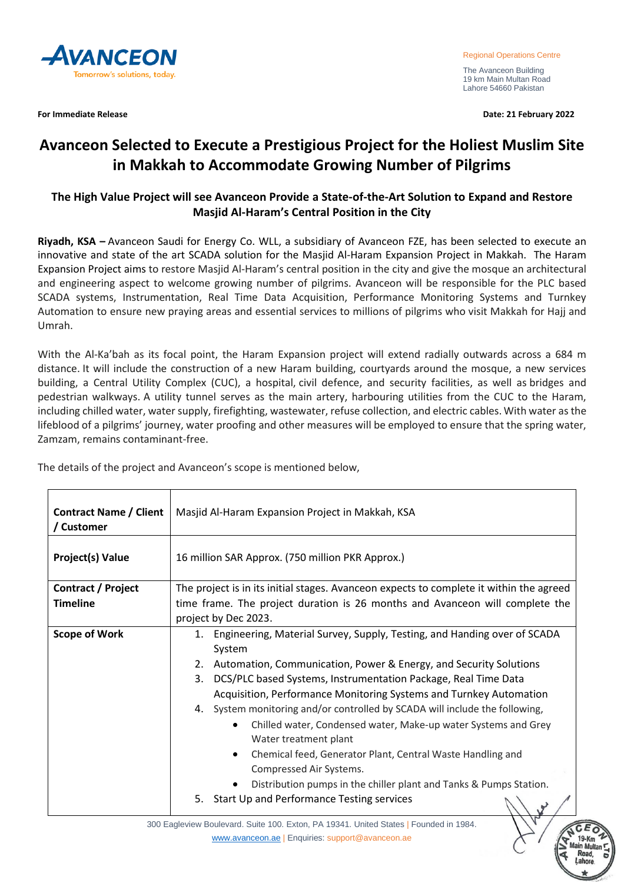**For Immediate Release** **Date: 21 February 2022**

# Avanceon Selected to Execute a Prestigious Project for the Holiest Muslim Site in Makkah to Accommodate Growing Number of Pilgrims

## The High Value Project will see Avanceon Provide a State-of-the-Art Solution to Expand and Restore Masjid Al-Haram's Central Position in the City

**Riyadh, KSA –** Avanceon Saudi for Energy Co. WLL, a subsidiary of Avanceon FZE, has been selected to execute an innovative and state of the art SCADA solution for the Masjid Al-Haram Expansion Project in Makkah. The Haram Expansion Project aims to restore Masjid Al-Haram's central position in the city and give the mosque an architectural and engineering aspect to welcome growing number of pilgrims. Avanceon will be responsible for the PLC based SCADA systems, Instrumentation, Real Time Data Acquisition, Performance Monitoring Systems and Turnkey Automation to ensure new praying areas and essential services to millions of pilgrims who visit Makkah for Hajj and Umrah.

With the Al-Ka'bah as its focal point, the Haram Expansion project will extend radially outwards across a 684 m distance. It will include the construction of a new Haram building, courtyards around the mosque, a new services building, a Central Utility Complex (CUC), a hospital, civil defence, and security facilities, as well as bridges and pedestrian walkways. A utility tunnel serves as the main artery, harbouring utilities from the CUC to the Haram, including chilled water, water supply, firefighting, wastewater, refuse collection, and electric cables. With water as the lifeblood of a pilgrims' journey, water proofing and other measures will be employed to ensure that the spring water, Zamzam, remains contaminant-free.

The details of the project and Avanceon's scope is mentioned below,

| | |
|---|---|
| **Contract Name / Client / Customer** | Masjid Al-Haram Expansion Project in Makkah, KSA |
| **Project(s) Value** | 16 million SAR Approx. (750 million PKR Approx.) |
| **Contract / Project Timeline** | The project is in its initial stages. Avanceon expects to complete it within the agreed time frame. The project duration is 26 months and Avanceon will complete the project by Dec 2023. |
| **Scope of Work** | 1. Engineering, Material Survey, Supply, Testing, and Handing over of SCADA System<br>2. Automation, Communication, Power & Energy, and Security Solutions<br>3. DCS/PLC based Systems, Instrumentation Package, Real Time Data Acquisition, Performance Monitoring Systems and Turnkey Automation<br>4. System monitoring and/or controlled by SCADA will include the following,<br>• Chilled water, Condensed water, Make-up water Systems and Grey Water treatment plant<br>• Chemical feed, Generator Plant, Central Waste Handling and Compressed Air Systems.<br>• Distribution pumps in the chiller plant and Tanks & Pumps Station.<br>5. Start Up and Performance Testing services |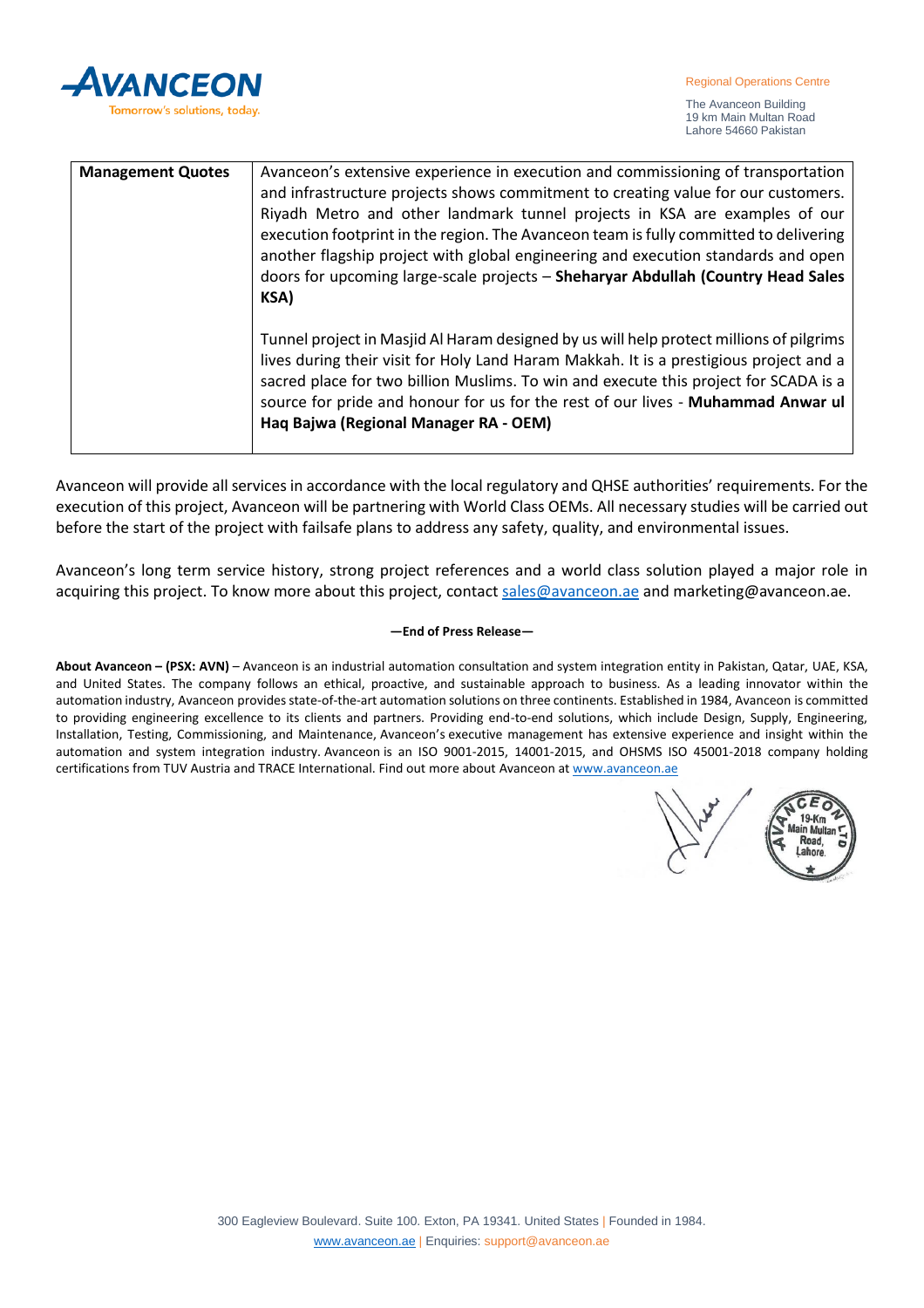| | |
|---|---|
| **Management Quotes** | Avanceon's extensive experience in execution and commissioning of transportation and infrastructure projects shows commitment to creating value for our customers. Riyadh Metro and other landmark tunnel projects in KSA are examples of our execution footprint in the region. The Avanceon team is fully committed to delivering another flagship project with global engineering and execution standards and open doors for upcoming large-scale projects – **Sheharyar Abdullah (Country Head Sales KSA)**<br><br>Tunnel project in Masjid Al Haram designed by us will help protect millions of pilgrims lives during their visit for Holy Land Haram Makkah. It is a prestigious project and a sacred place for two billion Muslims. To win and execute this project for SCADA is a source for pride and honour for us for the rest of our lives - **Muhammad Anwar ul Haq Bajwa (Regional Manager RA - OEM)** |

Avanceon will provide all services in accordance with the local regulatory and QHSE authorities' requirements. For the execution of this project, Avanceon will be partnering with World Class OEMs. All necessary studies will be carried out before the start of the project with failsafe plans to address any safety, quality, and environmental issues.

Avanceon's long term service history, strong project references and a world class solution played a major role in acquiring this project. To know more about this project, contact sales@avanceon.ae and marketing@avanceon.ae.

**—End of Press Release—**

**About Avanceon – (PSX: AVN)** – Avanceon is an industrial automation consultation and system integration entity in Pakistan, Qatar, UAE, KSA, and United States. The company follows an ethical, proactive, and sustainable approach to business. As a leading innovator within the automation industry, Avanceon provides state-of-the-art automation solutions on three continents. Established in 1984, Avanceon is committed to providing engineering excellence to its clients and partners. Providing end-to-end solutions, which include Design, Supply, Engineering, Installation, Testing, Commissioning, and Maintenance, Avanceon's executive management has extensive experience and insight within the automation and system integration industry. Avanceon is an ISO 9001-2015, 14001-2015, and OHSMS ISO 45001-2018 company holding certifications from TUV Austria and TRACE International. Find out more about Avanceon at www.avanceon.ae